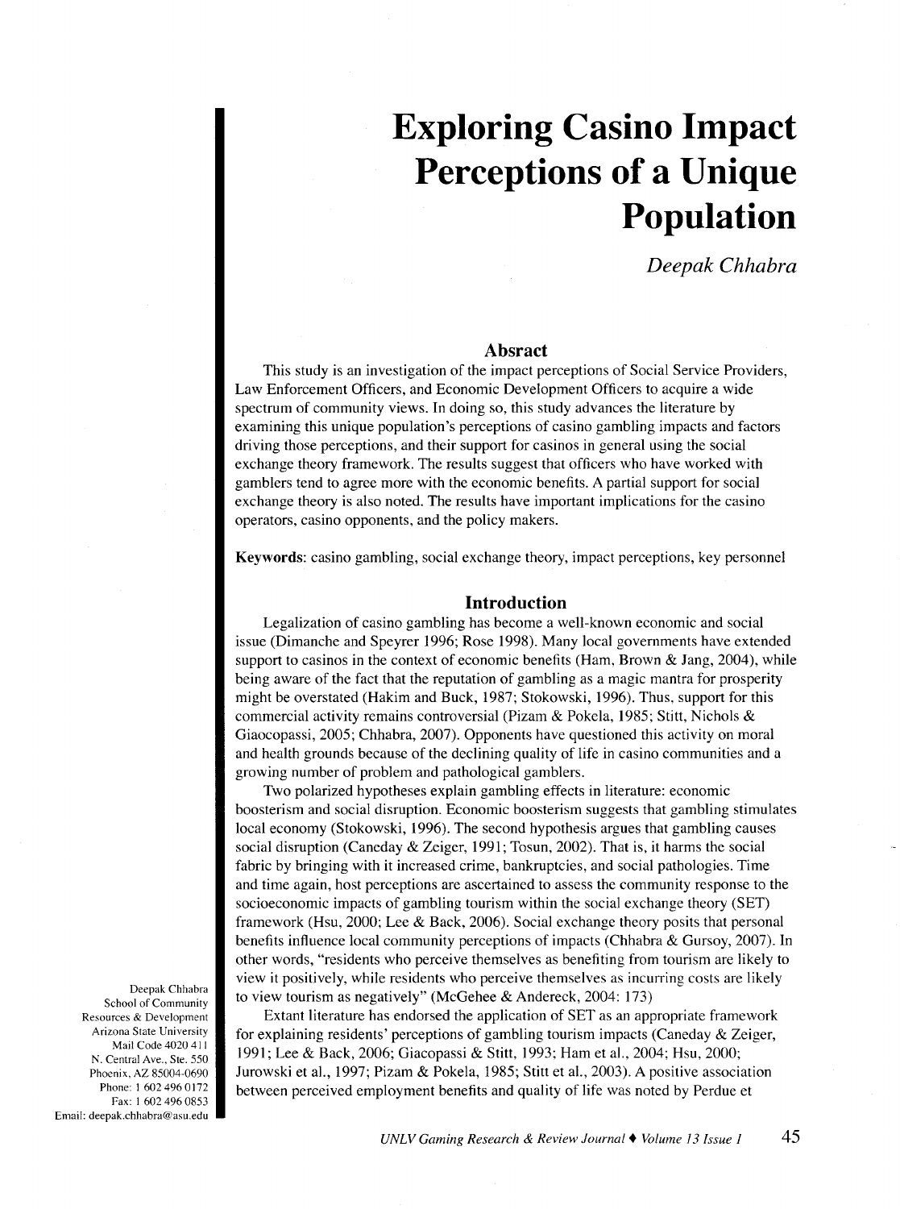# Exploring Casino Impact Perceptions of a Unique Population

*Deepak Chhabra*

## Absract

This study is an investigation of the impact perceptions of Social Service Providers, Law Enforcement Officers, and Economic Development Officers to acquire a wide spectrum of community views. In doing so, this study advances the literature by examining this unique population's perceptions of casino gambling impacts and factors driving those perceptions, and their support for casinos in general using the social exchange theory framework. The results suggest that officers who have worked with gamblers tend to agree more with the economic benefits. A partial support for social exchange theory is also noted. The results have important implications for the casino operators, casino opponents, and the policy makers.

**Keywords**: casino gambling, social exchange theory, impact perceptions, key personnel

## Introduction

Legalization of casino gambling has become a well-known economic and social issue (Dimanche and Speyrer 1996; Rose 1998). Many local governments have extended support to casinos in the context of economic benefits (Ham, Brown & Jang, 2004), while being aware of the fact that the reputation of gambling as a magic mantra for prosperity might be overstated (Hakim and Buck, 1987; Stokowski, 1996). Thus, support for this commercial activity remains controversial (Pizam & Pokela, 1985; Stitt, Nichols & Giacopassi, 2005; Chhabra, 2007). Opponents have questioned this activity on moral and health grounds because of the declining quality of life in casino communities and a growing number of problem and pathological gamblers.

Two polarized hypotheses explain gambling effects in literature: economic boosterism and social disruption. Economic boosterism suggests that gambling stimulates local economy (Stokowski, 1996). The second hypothesis argues that gambling causes social disruption (Caneday & Zeiger, 1991; Tosun, 2002). That is, it harms the social fabric by bringing with it increased crime, bankruptcies, and social pathologies. Time and time again, host perceptions are ascertained to assess the community response to the socioeconomic impacts of gambling tourism within the social exchange theory (SET) framework (Hsu, 2000; Lee & Back, 2006). Social exchange theory posits that personal benefits influence local community perceptions of impacts (Chhabra & Gursoy, 2007). In other words, "residents who perceive themselves as benefiting from tourism are likely to view it positively, while residents who perceive themselves as incurring costs are likely to view tourism as negatively" (McGehee & Andereck, 2004: 173)

Extant literature has endorsed the application of SET as an appropriate framework for explaining residents' perceptions of gambling tourism impacts (Caneday & Zeiger, 1991; Lee & Back, 2006; Giacopassi & Stitt, 1993; Ham et al., 2004; Hsu, 2000; Jurowski et al., 1997; Pizam & Pokela, 1985; Stitt et al., 2003). A positive association between perceived employment benefits and quality of life was noted by Perdue et

Deepak Chhabra
School of Community Resources & Development
Arizona State University
Mail Code 4020 411
N. Central Ave., Ste. 550
Phoenix, AZ 85004-0690
Phone: 1 602 496 0172
Fax: 1 602 496 0853
Email: deepak.chhabra@asu.edu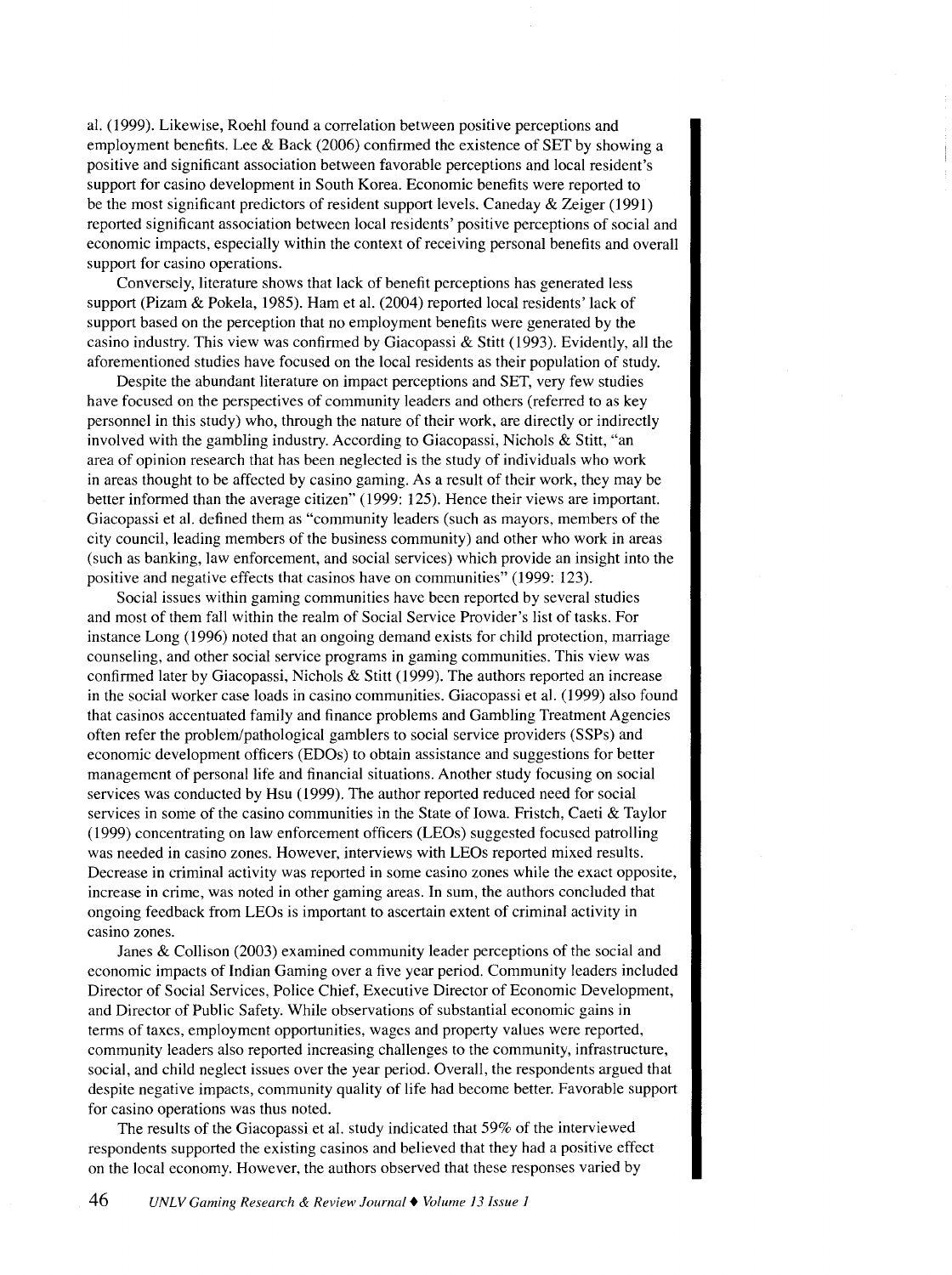al. (1999). Likewise, Roehl found a correlation between positive perceptions and employment benefits. Lee & Back (2006) confirmed the existence of SET by showing a positive and significant association between favorable perceptions and local resident's support for casino development in South Korea. Economic benefits were reported to be the most significant predictors of resident support levels. Caneday & Zeiger (1991) reported significant association between local residents' positive perceptions of social and economic impacts, especially within the context of receiving personal benefits and overall support for casino operations.

Conversely, literature shows that lack of benefit perceptions has generated less support (Pizam & Pokela, 1985). Ham et al. (2004) reported local residents' lack of support based on the perception that no employment benefits were generated by the casino industry. This view was confirmed by Giacopassi & Stitt (1993). Evidently, all the aforementioned studies have focused on the local residents as their population of study.

Despite the abundant literature on impact perceptions and SET, very few studies have focused on the perspectives of community leaders and others (referred to as key personnel in this study) who, through the nature of their work, are directly or indirectly involved with the gambling industry. According to Giacopassi, Nichols & Stitt, "an area of opinion research that has been neglected is the study of individuals who work in areas thought to be affected by casino gaming. As a result of their work, they may be better informed than the average citizen" (1999: 125). Hence their views are important. Giacopassi et al. defined them as "community leaders (such as mayors, members of the city council, leading members of the business community) and other who work in areas (such as banking, law enforcement, and social services) which provide an insight into the positive and negative effects that casinos have on communities" (1999: 123).

Social issues within gaming communities have been reported by several studies and most of them fall within the realm of Social Service Provider's list of tasks. For instance Long (1996) noted that an ongoing demand exists for child protection, marriage counseling, and other social service programs in gaming communities. This view was confirmed later by Giacopassi, Nichols & Stitt (1999). The authors reported an increase in the social worker case loads in casino communities. Giacopassi et al. (1999) also found that casinos accentuated family and finance problems and Gambling Treatment Agencies often refer the problem/pathological gamblers to social service providers (SSPs) and economic development officers (EDOs) to obtain assistance and suggestions for better management of personal life and financial situations. Another study focusing on social services was conducted by Hsu (1999). The author reported reduced need for social services in some of the casino communities in the State of Iowa. Fristch, Caeti & Taylor (1999) concentrating on law enforcement officers (LEOs) suggested focused patrolling was needed in casino zones. However, interviews with LEOs reported mixed results. Decrease in criminal activity was reported in some casino zones while the exact opposite, increase in crime, was noted in other gaming areas. In sum, the authors concluded that ongoing feedback from LEOs is important to ascertain extent of criminal activity in casino zones.

Janes & Collison (2003) examined community leader perceptions of the social and economic impacts of Indian Gaming over a five year period. Community leaders included Director of Social Services, Police Chief, Executive Director of Economic Development, and Director of Public Safety. While observations of substantial economic gains in terms of taxes, employment opportunities, wages and property values were reported, community leaders also reported increasing challenges to the community, infrastructure, social, and child neglect issues over the year period. Overall, the respondents argued that despite negative impacts, community quality of life had become better. Favorable support for casino operations was thus noted.

The results of the Giacopassi et al. study indicated that 59% of the interviewed respondents supported the existing casinos and believed that they had a positive effect on the local economy. However, the authors observed that these responses varied by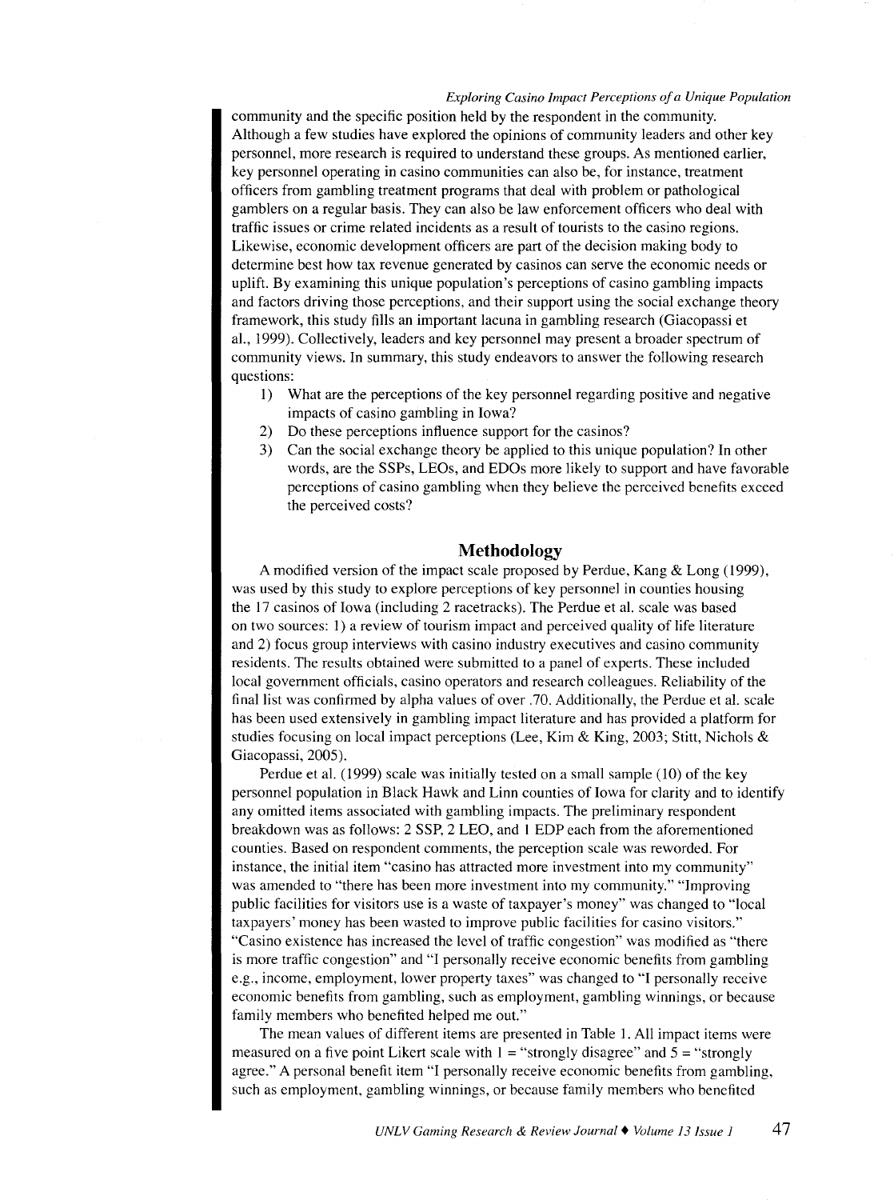community and the specific position held by the respondent in the community. Although a few studies have explored the opinions of community leaders and other key personnel, more research is required to understand these groups. As mentioned earlier, key personnel operating in casino communities can also be, for instance, treatment officers from gambling treatment programs that deal with problem or pathological gamblers on a regular basis. They can also be law enforcement officers who deal with traffic issues or crime related incidents as a result of tourists to the casino regions. Likewise, economic development officers are part of the decision making body to determine best how tax revenue generated by casinos can serve the economic needs or uplift. By examining this unique population's perceptions of casino gambling impacts and factors driving those perceptions, and their support using the social exchange theory framework, this study fills an important lacuna in gambling research (Giacopassi et al., 1999). Collectively, leaders and key personnel may present a broader spectrum of community views. In summary, this study endeavors to answer the following research questions:

1) What are the perceptions of the key personnel regarding positive and negative impacts of casino gambling in Iowa?
2) Do these perceptions influence support for the casinos?
3) Can the social exchange theory be applied to this unique population? In other words, are the SSPs, LEOs, and EDOs more likely to support and have favorable perceptions of casino gambling when they believe the perceived benefits exceed the perceived costs?

## Methodology

A modified version of the impact scale proposed by Perdue, Kang & Long (1999), was used by this study to explore perceptions of key personnel in counties housing the 17 casinos of Iowa (including 2 racetracks). The Perdue et al. scale was based on two sources: 1) a review of tourism impact and perceived quality of life literature and 2) focus group interviews with casino industry executives and casino community residents. The results obtained were submitted to a panel of experts. These included local government officials, casino operators and research colleagues. Reliability of the final list was confirmed by alpha values of over .70. Additionally, the Perdue et al. scale has been used extensively in gambling impact literature and has provided a platform for studies focusing on local impact perceptions (Lee, Kim & King, 2003; Stitt, Nichols & Giacopassi, 2005).

Perdue et al. (1999) scale was initially tested on a small sample (10) of the key personnel population in Black Hawk and Linn counties of Iowa for clarity and to identify any omitted items associated with gambling impacts. The preliminary respondent breakdown was as follows: 2 SSP, 2 LEO, and 1 EDP each from the aforementioned counties. Based on respondent comments, the perception scale was reworded. For instance, the initial item "casino has attracted more investment into my community" was amended to "there has been more investment into my community." "Improving public facilities for visitors use is a waste of taxpayer's money" was changed to "local taxpayers' money has been wasted to improve public facilities for casino visitors." "Casino existence has increased the level of traffic congestion" was modified as "there is more traffic congestion" and "I personally receive economic benefits from gambling e.g., income, employment, lower property taxes" was changed to "I personally receive economic benefits from gambling, such as employment, gambling winnings, or because family members who benefited helped me out."

The mean values of different items are presented in Table 1. All impact items were measured on a five point Likert scale with 1 = "strongly disagree" and 5 = "strongly agree." A personal benefit item "I personally receive economic benefits from gambling, such as employment, gambling winnings, or because family members who benefited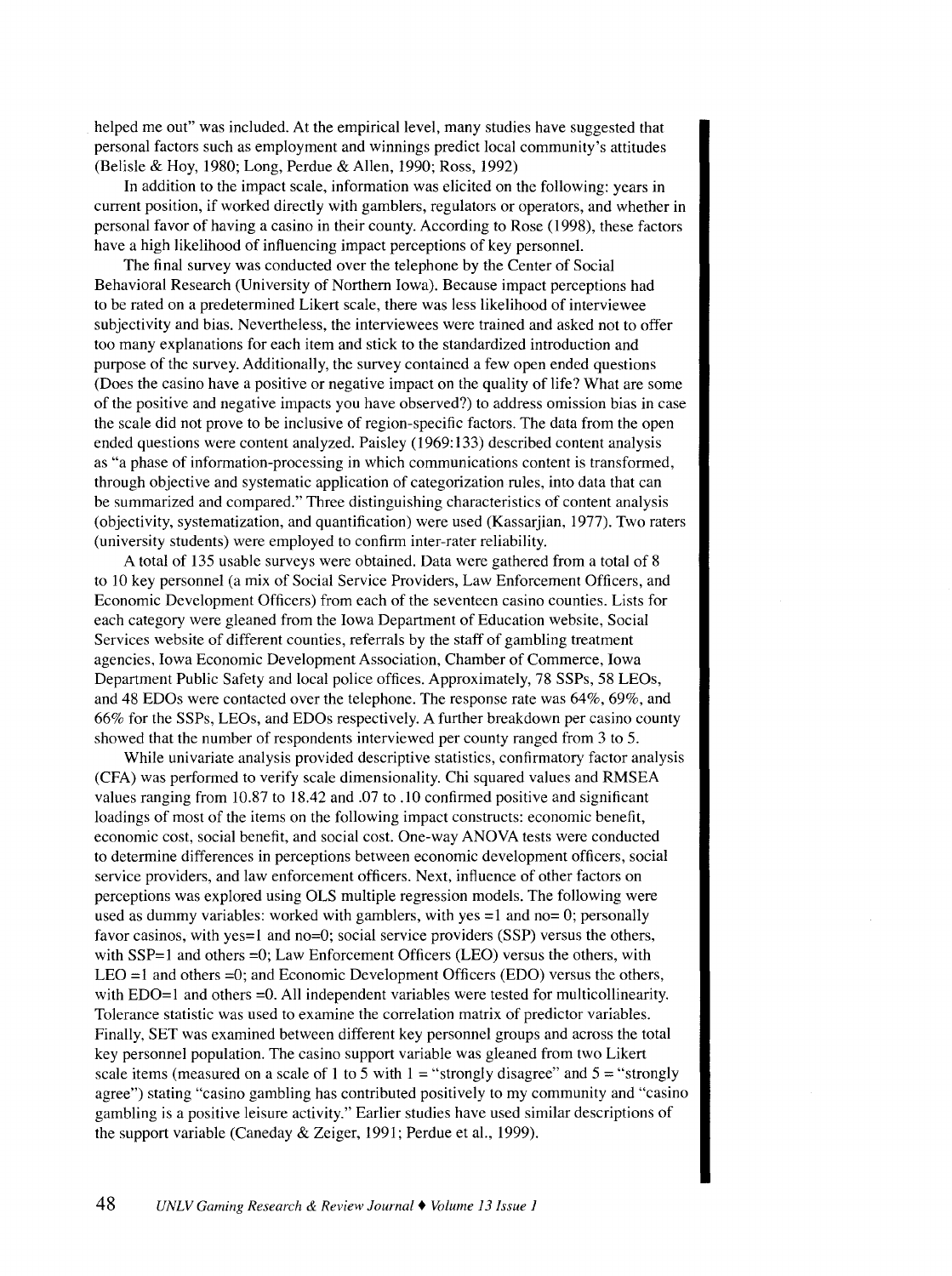helped me out" was included. At the empirical level, many studies have suggested that personal factors such as employment and winnings predict local community's attitudes (Belisle & Hoy, 1980; Long, Perdue & Allen, 1990; Ross, 1992)

In addition to the impact scale, information was elicited on the following: years in current position, if worked directly with gamblers, regulators or operators, and whether in personal favor of having a casino in their county. According to Rose (1998), these factors have a high likelihood of influencing impact perceptions of key personnel.

The final survey was conducted over the telephone by the Center of Social Behavioral Research (University of Northern Iowa). Because impact perceptions had to be rated on a predetermined Likert scale, there was less likelihood of interviewee subjectivity and bias. Nevertheless, the interviewees were trained and asked not to offer too many explanations for each item and stick to the standardized introduction and purpose of the survey. Additionally, the survey contained a few open ended questions (Does the casino have a positive or negative impact on the quality of life? What are some of the positive and negative impacts you have observed?) to address omission bias in case the scale did not prove to be inclusive of region-specific factors. The data from the open ended questions were content analyzed. Paisley (1969:133) described content analysis as "a phase of information-processing in which communications content is transformed, through objective and systematic application of categorization rules, into data that can be summarized and compared." Three distinguishing characteristics of content analysis (objectivity, systematization, and quantification) were used (Kassarjian, 1977). Two raters (university students) were employed to confirm inter-rater reliability.

A total of 135 usable surveys were obtained. Data were gathered from a total of 8 to 10 key personnel (a mix of Social Service Providers, Law Enforcement Officers, and Economic Development Officers) from each of the seventeen casino counties. Lists for each category were gleaned from the Iowa Department of Education website, Social Services website of different counties, referrals by the staff of gambling treatment agencies, Iowa Economic Development Association, Chamber of Commerce, Iowa Department Public Safety and local police offices. Approximately, 78 SSPs, 58 LEOs, and 48 EDOs were contacted over the telephone. The response rate was 64%, 69%, and 66% for the SSPs, LEOs, and EDOs respectively. A further breakdown per casino county showed that the number of respondents interviewed per county ranged from 3 to 5.

While univariate analysis provided descriptive statistics, confirmatory factor analysis (CFA) was performed to verify scale dimensionality. Chi squared values and RMSEA values ranging from 10.87 to 18.42 and .07 to .10 confirmed positive and significant loadings of most of the items on the following impact constructs: economic benefit, economic cost, social benefit, and social cost. One-way ANOVA tests were conducted to determine differences in perceptions between economic development officers, social service providers, and law enforcement officers. Next, influence of other factors on perceptions was explored using OLS multiple regression models. The following were used as dummy variables: worked with gamblers, with yes =1 and no= 0; personally favor casinos, with yes=1 and no=0; social service providers (SSP) versus the others, with SSP=1 and others =0; Law Enforcement Officers (LEO) versus the others, with LEO =1 and others =0; and Economic Development Officers (EDO) versus the others, with EDO=1 and others =0. All independent variables were tested for multicollinearity. Tolerance statistic was used to examine the correlation matrix of predictor variables. Finally, SET was examined between different key personnel groups and across the total key personnel population. The casino support variable was gleaned from two Likert scale items (measured on a scale of 1 to 5 with 1 = "strongly disagree" and 5 = "strongly agree") stating "casino gambling has contributed positively to my community and "casino gambling is a positive leisure activity." Earlier studies have used similar descriptions of the support variable (Caneday & Zeiger, 1991; Perdue et al., 1999).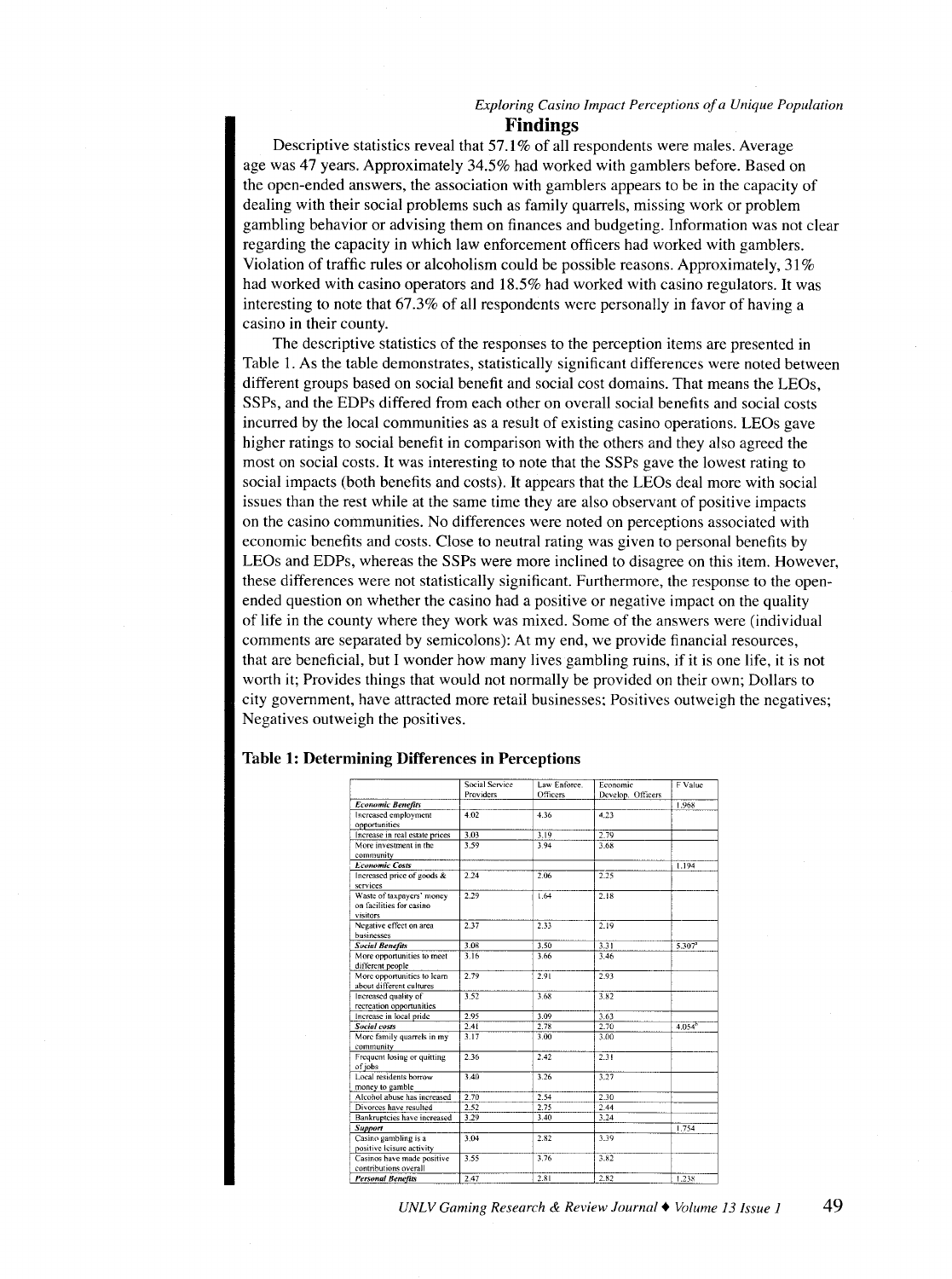## Findings

Descriptive statistics reveal that 57.1% of all respondents were males. Average age was 47 years. Approximately 34.5% had worked with gamblers before. Based on the open-ended answers, the association with gamblers appears to be in the capacity of dealing with their social problems such as family quarrels, missing work or problem gambling behavior or advising them on finances and budgeting. Information was not clear regarding the capacity in which law enforcement officers had worked with gamblers. Violation of traffic rules or alcoholism could be possible reasons. Approximately, 31% had worked with casino operators and 18.5% had worked with casino regulators. It was interesting to note that 67.3% of all respondents were personally in favor of having a casino in their county.

The descriptive statistics of the responses to the perception items are presented in Table 1. As the table demonstrates, statistically significant differences were noted between different groups based on social benefit and social cost domains. That means the LEOs, SSPs, and the EDPs differed from each other on overall social benefits and social costs incurred by the local communities as a result of existing casino operations. LEOs gave higher ratings to social benefit in comparison with the others and they also agreed the most on social costs. It was interesting to note that the SSPs gave the lowest rating to social impacts (both benefits and costs). It appears that the LEOs deal more with social issues than the rest while at the same time they are also observant of positive impacts on the casino communities. No differences were noted on perceptions associated with economic benefits and costs. Close to neutral rating was given to personal benefits by LEOs and EDPs, whereas the SSPs were more inclined to disagree on this item. However, these differences were not statistically significant. Furthermore, the response to the open-ended question on whether the casino had a positive or negative impact on the quality of life in the county where they work was mixed. Some of the answers were (individual comments are separated by semicolons): At my end, we provide financial resources, that are beneficial, but I wonder how many lives gambling ruins, if it is one life, it is not worth it; Provides things that would not normally be provided on their own; Dollars to city government, have attracted more retail businesses; Positives outweigh the negatives; Negatives outweigh the positives.

**Table 1: Determining Differences in Perceptions**

| | Social Service Providers | Law Enforce. Officers | Economic Develop. Officers | F Value |
|---|---|---|---|---|
| ***Economic Benefits*** | | | | 1.968 |
| Increased employment opportunities | 4.02 | 4.36 | 4.23 | |
| Increase in real estate prices | 3.03 | 3.19 | 2.79 | |
| More investment in the community | 3.59 | 3.94 | 3.68 | |
| ***Economic Costs*** | | | | 1.194 |
| Increased price of goods & services | 2.24 | 2.06 | 2.25 | |
| Waste of taxpayers' money on facilities for casino visitors | 2.29 | 1.64 | 2.18 | |
| Negative effect on area businesses | 2.37 | 2.33 | 2.19 | |
| ***Social Benefits*** | 3.08 | 3.50 | 3.31 | 5.307[a] |
| More opportunities to meet different people | 3.16 | 3.66 | 3.46 | |
| More opportunities to learn about different cultures | 2.79 | 2.91 | 2.93 | |
| Increased quality of recreation opportunities | 3.52 | 3.68 | 3.82 | |
| Increase in local pride | 2.95 | 3.09 | 3.63 | |
| ***Social costs*** | 2.41 | 2.78 | 2.70 | 4.054[b] |
| More family quarrels in my community | 3.17 | 3.00 | 3.00 | |
| Frequent losing or quitting of jobs | 2.36 | 2.42 | 2.31 | |
| Local residents borrow money to gamble | 3.40 | 3.26 | 3.27 | |
| Alcohol abuse has increased | 2.70 | 2.54 | 2.30 | |
| Divorces have resulted | 2.52 | 2.75 | 2.44 | |
| Bankruptcies have increased | 3.29 | 3.40 | 3.24 | |
| ***Support*** | | | | 1.754 |
| Casino gambling is a positive leisure activity | 3.04 | 2.82 | 3.39 | |
| Casinos have made positive contributions overall | 3.55 | 3.76 | 3.82 | |
| ***Personal Benefits*** | 2.47 | 2.81 | 2.82 | 1.238 |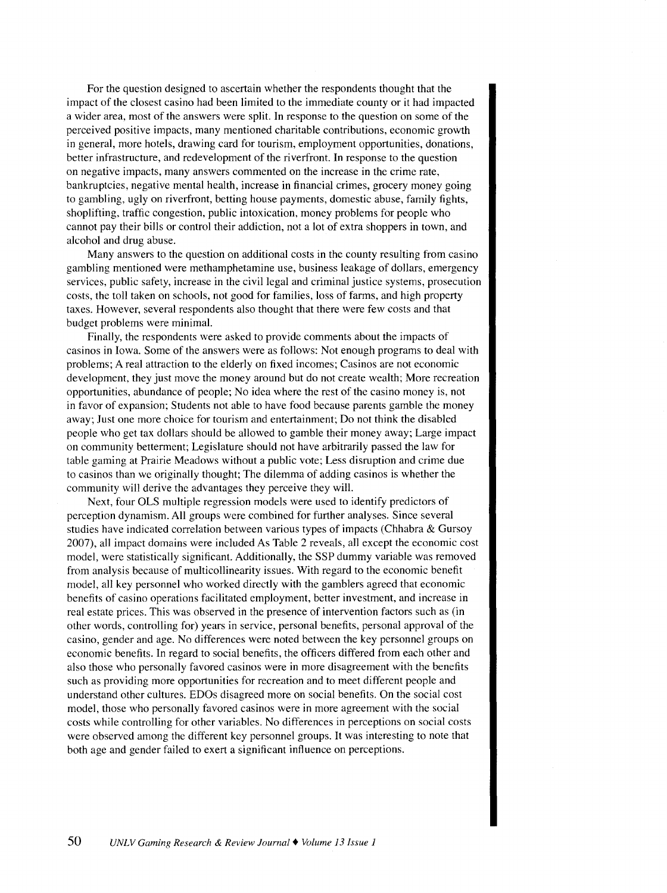For the question designed to ascertain whether the respondents thought that the impact of the closest casino had been limited to the immediate county or it had impacted a wider area, most of the answers were split. In response to the question on some of the perceived positive impacts, many mentioned charitable contributions, economic growth in general, more hotels, drawing card for tourism, employment opportunities, donations, better infrastructure, and redevelopment of the riverfront. In response to the question on negative impacts, many answers commented on the increase in the crime rate, bankruptcies, negative mental health, increase in financial crimes, grocery money going to gambling, ugly on riverfront, betting house payments, domestic abuse, family fights, shoplifting, traffic congestion, public intoxication, money problems for people who cannot pay their bills or control their addiction, not a lot of extra shoppers in town, and alcohol and drug abuse.

Many answers to the question on additional costs in the county resulting from casino gambling mentioned were methamphetamine use, business leakage of dollars, emergency services, public safety, increase in the civil legal and criminal justice systems, prosecution costs, the toll taken on schools, not good for families, loss of farms, and high property taxes. However, several respondents also thought that there were few costs and that budget problems were minimal.

Finally, the respondents were asked to provide comments about the impacts of casinos in Iowa. Some of the answers were as follows: Not enough programs to deal with problems; A real attraction to the elderly on fixed incomes; Casinos are not economic development, they just move the money around but do not create wealth; More recreation opportunities, abundance of people; No idea where the rest of the casino money is, not in favor of expansion; Students not able to have food because parents gamble the money away; Just one more choice for tourism and entertainment; Do not think the disabled people who get tax dollars should be allowed to gamble their money away; Large impact on community betterment; Legislature should not have arbitrarily passed the law for table gaming at Prairie Meadows without a public vote; Less disruption and crime due to casinos than we originally thought; The dilemma of adding casinos is whether the community will derive the advantages they perceive they will.

Next, four OLS multiple regression models were used to identify predictors of perception dynamism. All groups were combined for further analyses. Since several studies have indicated correlation between various types of impacts (Chhabra & Gursoy 2007), all impact domains were included As Table 2 reveals, all except the economic cost model, were statistically significant. Additionally, the SSP dummy variable was removed from analysis because of multicollinearity issues. With regard to the economic benefit model, all key personnel who worked directly with the gamblers agreed that economic benefits of casino operations facilitated employment, better investment, and increase in real estate prices. This was observed in the presence of intervention factors such as (in other words, controlling for) years in service, personal benefits, personal approval of the casino, gender and age. No differences were noted between the key personnel groups on economic benefits. In regard to social benefits, the officers differed from each other and also those who personally favored casinos were in more disagreement with the benefits such as providing more opportunities for recreation and to meet different people and understand other cultures. EDOs disagreed more on social benefits. On the social cost model, those who personally favored casinos were in more agreement with the social costs while controlling for other variables. No differences in perceptions on social costs were observed among the different key personnel groups. It was interesting to note that both age and gender failed to exert a significant influence on perceptions.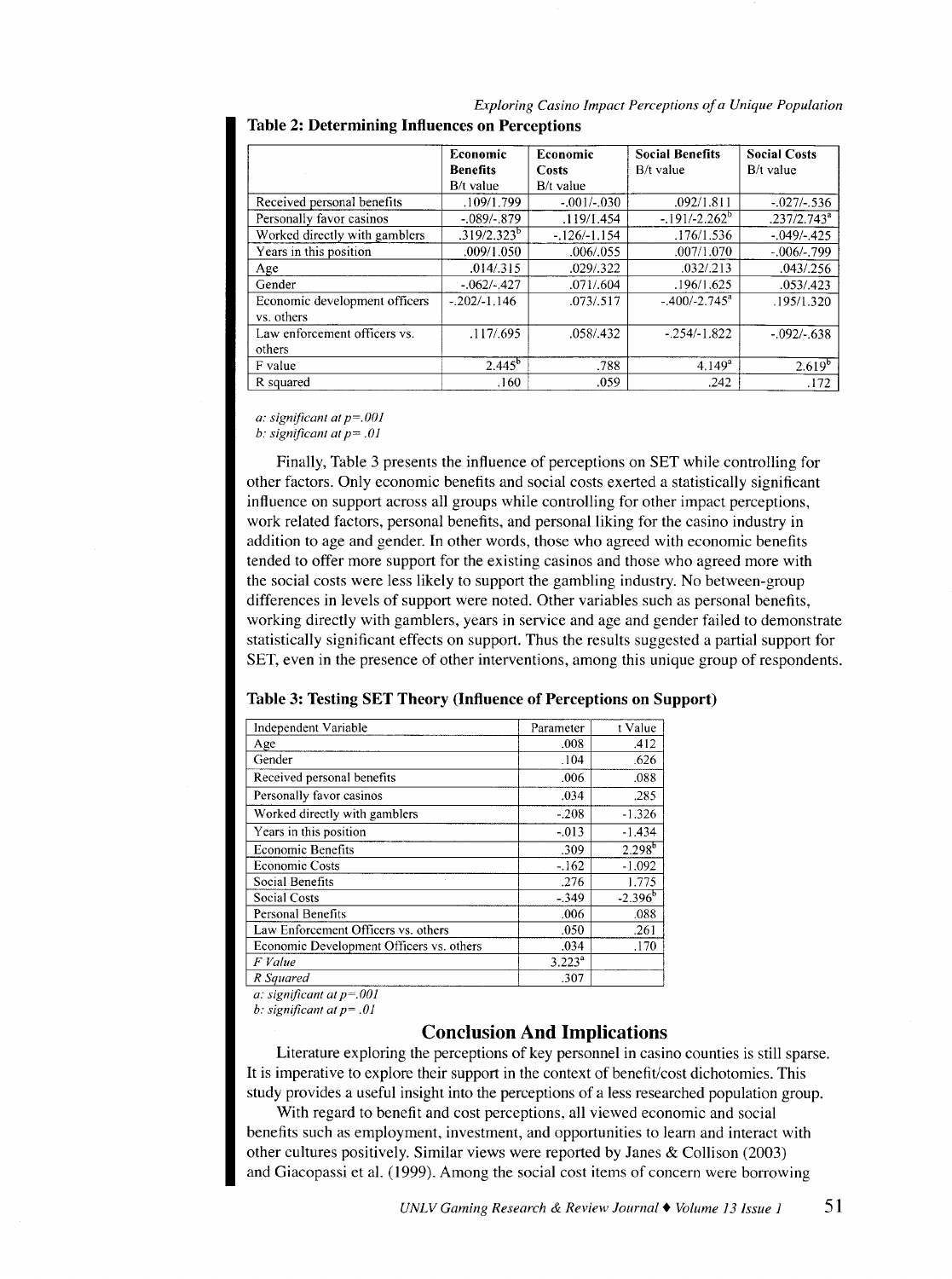**Table 2: Determining Influences on Perceptions**

| | Economic Benefits B/t value | Economic Costs B/t value | Social Benefits B/t value | Social Costs B/t value |
|---|---|---|---|---|
| Received personal benefits | .109/1.799 | -.001/-.030 | .092/1.811 | -.027/-.536 |
| Personally favor casinos | -.089/-.879 | .119/1.454 | -.191/-2.262[b] | .237/2.743[a] |
| Worked directly with gamblers | .319/2.323[b] | -.126/-1.154 | .176/1.536 | -.049/-.425 |
| Years in this position | .009/1.050 | .006/.055 | .007/1.070 | -.006/-.799 |
| Age | .014/.315 | .029/.322 | .032/.213 | .043/.256 |
| Gender | -.062/-.427 | .071/.604 | .196/1.625 | .053/.423 |
| Economic development officers vs. others | -.202/-1.146 | .073/.517 | -.400/-2.745[a] | .195/1.320 |
| Law enforcement officers vs. others | .117/.695 | .058/.432 | -.254/-1.822 | -.092/-.638 |
| F value | 2.445[b] | .788 | 4.149[a] | 2.619[b] |
| R squared | .160 | .059 | .242 | .172 |

*a: significant at p=.001*
*b: significant at p= .01*

Finally, Table 3 presents the influence of perceptions on SET while controlling for other factors. Only economic benefits and social costs exerted a statistically significant influence on support across all groups while controlling for other impact perceptions, work related factors, personal benefits, and personal liking for the casino industry in addition to age and gender. In other words, those who agreed with economic benefits tended to offer more support for the existing casinos and those who agreed more with the social costs were less likely to support the gambling industry. No between-group differences in levels of support were noted. Other variables such as personal benefits, working directly with gamblers, years in service and age and gender failed to demonstrate statistically significant effects on support. Thus the results suggested a partial support for SET, even in the presence of other interventions, among this unique group of respondents.

**Table 3: Testing SET Theory (Influence of Perceptions on Support)**

| Independent Variable | Parameter | t Value |
|---|---|---|
| Age | .008 | .412 |
| Gender | .104 | .626 |
| Received personal benefits | .006 | .088 |
| Personally favor casinos | .034 | .285 |
| Worked directly with gamblers | -.208 | -1.326 |
| Years in this position | -.013 | -1.434 |
| Economic Benefits | .309 | 2.298[b] |
| Economic Costs | -.162 | -1.092 |
| Social Benefits | .276 | 1.775 |
| Social Costs | -.349 | -2.396[b] |
| Personal Benefits | .006 | .088 |
| Law Enforcement Officers vs. others | .050 | .261 |
| Economic Development Officers vs. others | .034 | .170 |
| *F Value* | 3.223[a] | |
| *R Squared* | .307 | |

*a: significant at p=.001*
*b: significant at p= .01*

## Conclusion And Implications

Literature exploring the perceptions of key personnel in casino counties is still sparse. It is imperative to explore their support in the context of benefit/cost dichotomies. This study provides a useful insight into the perceptions of a less researched population group.

With regard to benefit and cost perceptions, all viewed economic and social benefits such as employment, investment, and opportunities to learn and interact with other cultures positively. Similar views were reported by Janes & Collison (2003) and Giacopassi et al. (1999). Among the social cost items of concern were borrowing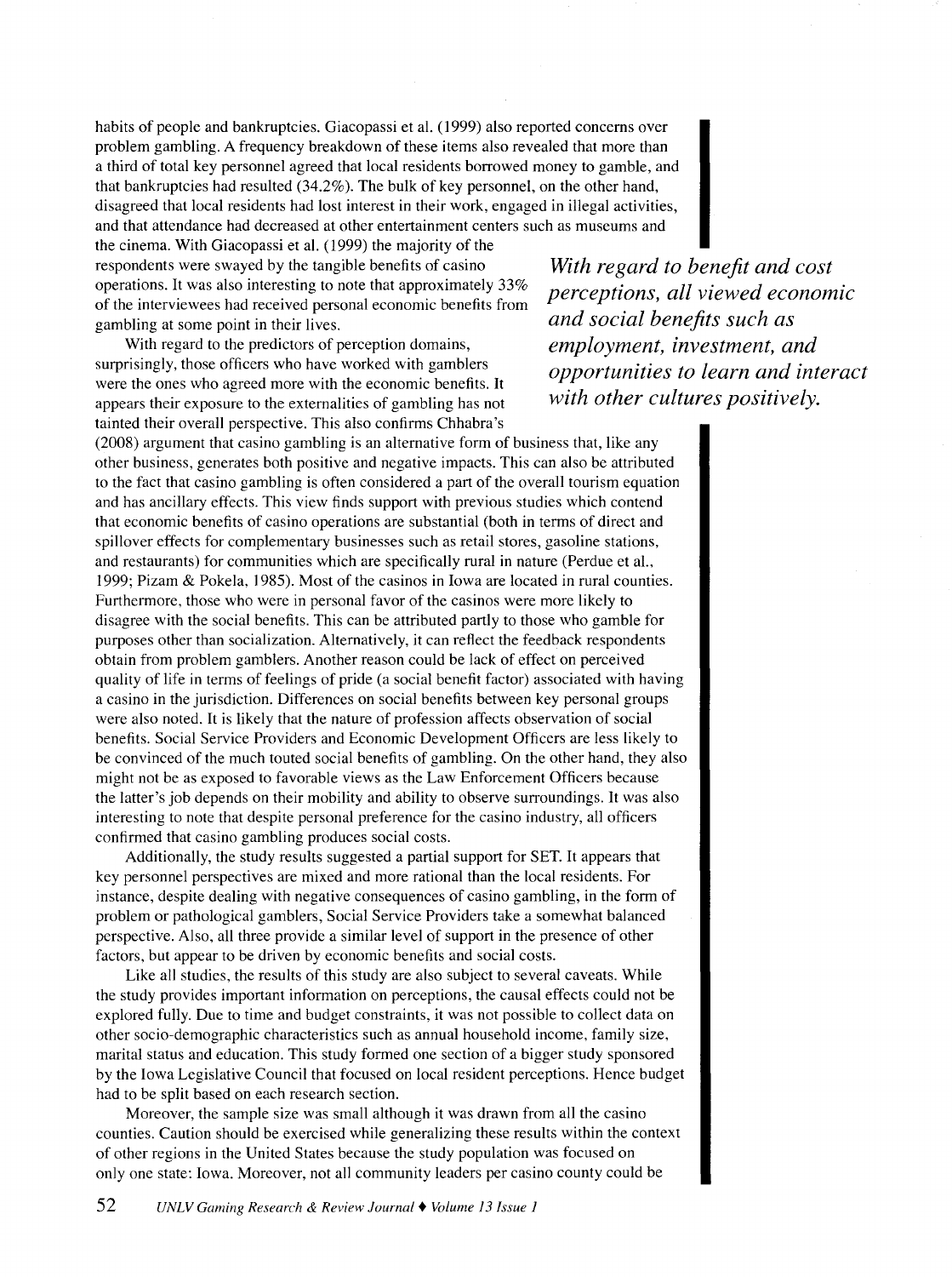habits of people and bankruptcies. Giacopassi et al. (1999) also reported concerns over problem gambling. A frequency breakdown of these items also revealed that more than a third of total key personnel agreed that local residents borrowed money to gamble, and that bankruptcies had resulted (34.2%). The bulk of key personnel, on the other hand, disagreed that local residents had lost interest in their work, engaged in illegal activities, and that attendance had decreased at other entertainment centers such as museums and the cinema. With Giacopassi et al. (1999) the majority of the respondents were swayed by the tangible benefits of casino operations. It was also interesting to note that approximately 33% of the interviewees had received personal economic benefits from gambling at some point in their lives.

***With regard to benefit and cost perceptions, all viewed economic and social benefits such as employment, investment, and opportunities to learn and interact with other cultures positively.***

With regard to the predictors of perception domains, surprisingly, those officers who have worked with gamblers were the ones who agreed more with the economic benefits. It appears their exposure to the externalities of gambling has not tainted their overall perspective. This also confirms Chhabra's (2008) argument that casino gambling is an alternative form of business that, like any other business, generates both positive and negative impacts. This can also be attributed to the fact that casino gambling is often considered a part of the overall tourism equation and has ancillary effects. This view finds support with previous studies which contend that economic benefits of casino operations are substantial (both in terms of direct and spillover effects for complementary businesses such as retail stores, gasoline stations, and restaurants) for communities which are specifically rural in nature (Perdue et al., 1999; Pizam & Pokela, 1985). Most of the casinos in Iowa are located in rural counties. Furthermore, those who were in personal favor of the casinos were more likely to disagree with the social benefits. This can be attributed partly to those who gamble for purposes other than socialization. Alternatively, it can reflect the feedback respondents obtain from problem gamblers. Another reason could be lack of effect on perceived quality of life in terms of feelings of pride (a social benefit factor) associated with having a casino in the jurisdiction. Differences on social benefits between key personal groups were also noted. It is likely that the nature of profession affects observation of social benefits. Social Service Providers and Economic Development Officers are less likely to be convinced of the much touted social benefits of gambling. On the other hand, they also might not be as exposed to favorable views as the Law Enforcement Officers because the latter's job depends on their mobility and ability to observe surroundings. It was also interesting to note that despite personal preference for the casino industry, all officers confirmed that casino gambling produces social costs.

Additionally, the study results suggested a partial support for SET. It appears that key personnel perspectives are mixed and more rational than the local residents. For instance, despite dealing with negative consequences of casino gambling, in the form of problem or pathological gamblers, Social Service Providers take a somewhat balanced perspective. Also, all three provide a similar level of support in the presence of other factors, but appear to be driven by economic benefits and social costs.

Like all studies, the results of this study are also subject to several caveats. While the study provides important information on perceptions, the causal effects could not be explored fully. Due to time and budget constraints, it was not possible to collect data on other socio-demographic characteristics such as annual household income, family size, marital status and education. This study formed one section of a bigger study sponsored by the Iowa Legislative Council that focused on local resident perceptions. Hence budget had to be split based on each research section.

Moreover, the sample size was small although it was drawn from all the casino counties. Caution should be exercised while generalizing these results within the context of other regions in the United States because the study population was focused on only one state: Iowa. Moreover, not all community leaders per casino county could be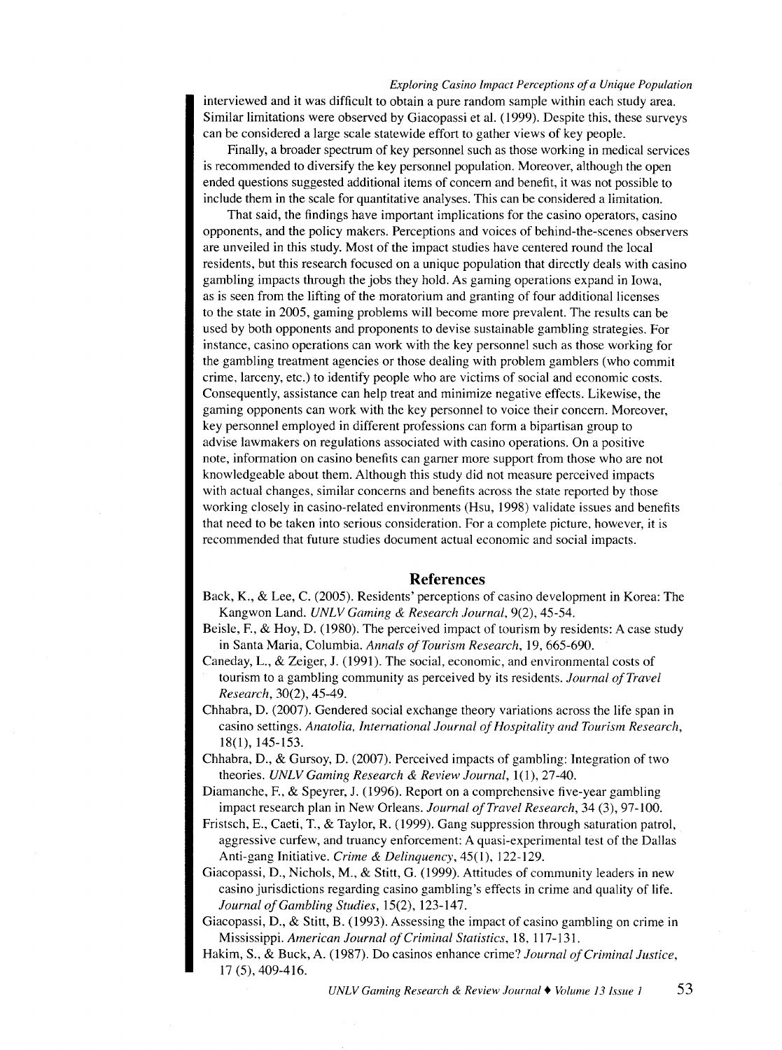interviewed and it was difficult to obtain a pure random sample within each study area. Similar limitations were observed by Giacopassi et al. (1999). Despite this, these surveys can be considered a large scale statewide effort to gather views of key people.

Finally, a broader spectrum of key personnel such as those working in medical services is recommended to diversify the key personnel population. Moreover, although the open ended questions suggested additional items of concern and benefit, it was not possible to include them in the scale for quantitative analyses. This can be considered a limitation.

That said, the findings have important implications for the casino operators, casino opponents, and the policy makers. Perceptions and voices of behind-the-scenes observers are unveiled in this study. Most of the impact studies have centered round the local residents, but this research focused on a unique population that directly deals with casino gambling impacts through the jobs they hold. As gaming operations expand in Iowa, as is seen from the lifting of the moratorium and granting of four additional licenses to the state in 2005, gaming problems will become more prevalent. The results can be used by both opponents and proponents to devise sustainable gambling strategies. For instance, casino operations can work with the key personnel such as those working for the gambling treatment agencies or those dealing with problem gamblers (who commit crime, larceny, etc.) to identify people who are victims of social and economic costs. Consequently, assistance can help treat and minimize negative effects. Likewise, the gaming opponents can work with the key personnel to voice their concern. Moreover, key personnel employed in different professions can form a bipartisan group to advise lawmakers on regulations associated with casino operations. On a positive note, information on casino benefits can garner more support from those who are not knowledgeable about them. Although this study did not measure perceived impacts with actual changes, similar concerns and benefits across the state reported by those working closely in casino-related environments (Hsu, 1998) validate issues and benefits that need to be taken into serious consideration. For a complete picture, however, it is recommended that future studies document actual economic and social impacts.

## References

Back, K., & Lee, C. (2005). Residents' perceptions of casino development in Korea: The Kangwon Land. *UNLV Gaming & Research Journal*, 9(2), 45-54.

Beisle, F., & Hoy, D. (1980). The perceived impact of tourism by residents: A case study in Santa Maria, Columbia. *Annals of Tourism Research*, 19, 665-690.

Caneday, L., & Zeiger, J. (1991). The social, economic, and environmental costs of tourism to a gambling community as perceived by its residents. *Journal of Travel Research*, 30(2), 45-49.

Chhabra, D. (2007). Gendered social exchange theory variations across the life span in casino settings. *Anatolia, International Journal of Hospitality and Tourism Research*, 18(1), 145-153.

Chhabra, D., & Gursoy, D. (2007). Perceived impacts of gambling: Integration of two theories. *UNLV Gaming Research & Review Journal*, 1(1), 27-40.

Diamanche, F., & Speyrer, J. (1996). Report on a comprehensive five-year gambling impact research plan in New Orleans. *Journal of Travel Research*, 34 (3), 97-100.

Fristsch, E., Caeti, T., & Taylor, R. (1999). Gang suppression through saturation patrol, aggressive curfew, and truancy enforcement: A quasi-experimental test of the Dallas Anti-gang Initiative. *Crime & Delinquency*, 45(1), 122-129.

Giacopassi, D., Nichols, M., & Stitt, G. (1999). Attitudes of community leaders in new casino jurisdictions regarding casino gambling's effects in crime and quality of life. *Journal of Gambling Studies*, 15(2), 123-147.

Giacopassi, D., & Stitt, B. (1993). Assessing the impact of casino gambling on crime in Mississippi. *American Journal of Criminal Statistics*, 18, 117-131.

Hakim, S., & Buck, A. (1987). Do casinos enhance crime? *Journal of Criminal Justice*, 17 (5), 409-416.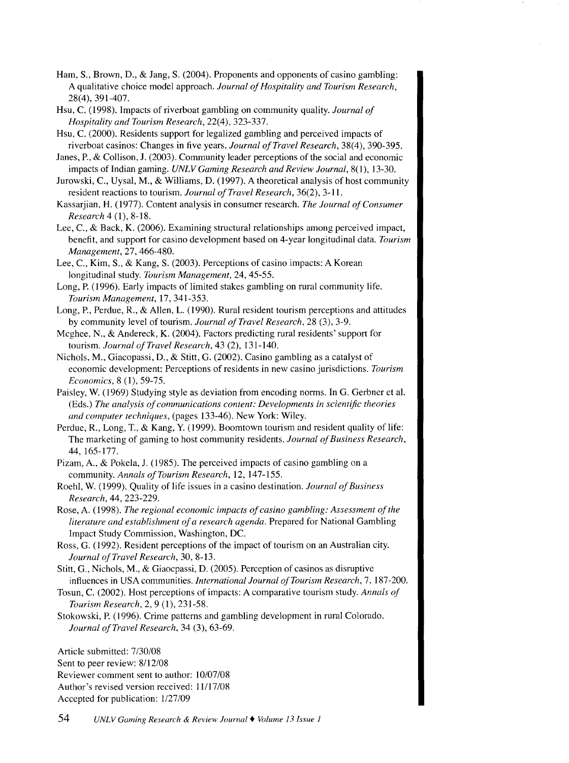Ham, S., Brown, D., & Jang, S. (2004). Proponents and opponents of casino gambling: A qualitative choice model approach. *Journal of Hospitality and Tourism Research*, 28(4), 391-407.

Hsu, C. (1998). Impacts of riverboat gambling on community quality. *Journal of Hospitality and Tourism Research*, 22(4), 323-337.

Hsu, C. (2000). Residents support for legalized gambling and perceived impacts of riverboat casinos: Changes in five years. *Journal of Travel Research*, 38(4), 390-395.

Janes, P., & Collison, J. (2003). Community leader perceptions of the social and economic impacts of Indian gaming. *UNLV Gaming Research and Review Journal*, 8(1), 13-30.

Jurowski, C., Uysal, M., & Williams, D. (1997). A theoretical analysis of host community resident reactions to tourism. *Journal of Travel Research*, 36(2), 3-11.

Kassarjian, H. (1977). Content analysis in consumer research. *The Journal of Consumer Research* 4 (1), 8-18.

Lee, C., & Back, K. (2006). Examining structural relationships among perceived impact, benefit, and support for casino development based on 4-year longitudinal data. *Tourism Management*, 27, 466-480.

Lee, C., Kim, S., & Kang, S. (2003). Perceptions of casino impacts: A Korean longitudinal study. *Tourism Management*, 24, 45-55.

Long, P. (1996). Early impacts of limited stakes gambling on rural community life. *Tourism Management*, 17, 341-353.

Long, P., Perdue, R., & Allen, L. (1990). Rural resident tourism perceptions and attitudes by community level of tourism. *Journal of Travel Research*, 28 (3), 3-9.

Mcghee, N., & Andereck, K. (2004). Factors predicting rural residents' support for tourism. *Journal of Travel Research*, 43 (2), 131-140.

Nichols, M., Giacopassi, D., & Stitt, G. (2002). Casino gambling as a catalyst of economic development: Perceptions of residents in new casino jurisdictions. *Tourism Economics*, 8 (1), 59-75.

Paisley, W. (1969) Studying style as deviation from encoding norms. In G. Gerbner et al. (Eds.) *The analysis of communications content: Developments in scientific theories and computer techniques*, (pages 133-46). New York: Wiley.

Perdue, R., Long, T., & Kang, Y. (1999). Boomtown tourism and resident quality of life: The marketing of gaming to host community residents. *Journal of Business Research*, 44, 165-177.

Pizam, A., & Pokela, J. (1985). The perceived impacts of casino gambling on a community. *Annals of Tourism Research*, 12, 147-155.

Roehl, W. (1999). Quality of life issues in a casino destination. *Journal of Business Research*, 44, 223-229.

Rose, A. (1998). *The regional economic impacts of casino gambling: Assessment of the literature and establishment of a research agenda*. Prepared for National Gambling Impact Study Commission, Washington, DC.

Ross, G. (1992). Resident perceptions of the impact of tourism on an Australian city. *Journal of Travel Research*, 30, 8-13.

Stitt, G., Nichols, M., & Giaocpassi, D. (2005). Perception of casinos as disruptive influences in USA communities. *International Journal of Tourism Research*, 7, 187-200.

Tosun, C. (2002). Host perceptions of impacts: A comparative tourism study. *Annals of Tourism Research*, 2, 9 (1), 231-58.

Stokowski, P. (1996). Crime patterns and gambling development in rural Colorado. *Journal of Travel Research*, 34 (3), 63-69.

Article submitted: 7/30/08  
Sent to peer review: 8/12/08  
Reviewer comment sent to author: 10/07/08  
Author's revised version received: 11/17/08  
Accepted for publication: 1/27/09